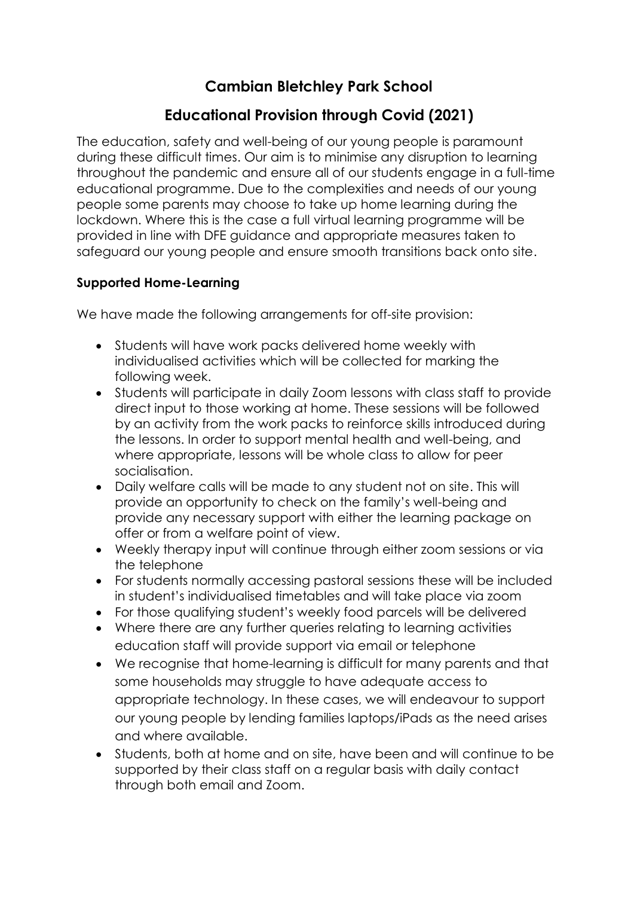# Cambian Bletchley Park School

## Educational Provision through Covid (2021)

The education, safety and well-being of our young people is paramount during these difficult times. Our aim is to minimise any disruption to learning throughout the pandemic and ensure all of our students engage in a full-time educational programme. Due to the complexities and needs of our young people some parents may choose to take up home learning during the lockdown. Where this is the case a full virtual learning programme will be provided in line with DFE guidance and appropriate measures taken to safeguard our young people and ensure smooth transitions back onto site.

### Supported Home-Learning

We have made the following arrangements for off-site provision:

- Students will have work packs delivered home weekly with individualised activities which will be collected for marking the following week.
- Students will participate in daily Zoom lessons with class staff to provide direct input to those working at home. These sessions will be followed by an activity from the work packs to reinforce skills introduced during the lessons. In order to support mental health and well-being, and where appropriate, lessons will be whole class to allow for peer socialisation.
- Daily welfare calls will be made to any student not on site. This will provide an opportunity to check on the family's well-being and provide any necessary support with either the learning package on offer or from a welfare point of view.
- Weekly therapy input will continue through either zoom sessions or via the telephone
- For students normally accessing pastoral sessions these will be included in student's individualised timetables and will take place via zoom
- For those qualifying student's weekly food parcels will be delivered
- Where there are any further queries relating to learning activities education staff will provide support via email or telephone
- We recognise that home-learning is difficult for many parents and that some households may struggle to have adequate access to appropriate technology. In these cases, we will endeavour to support our young people by lending families laptops/iPads as the need arises and where available.
- Students, both at home and on site, have been and will continue to be supported by their class staff on a regular basis with daily contact through both email and Zoom.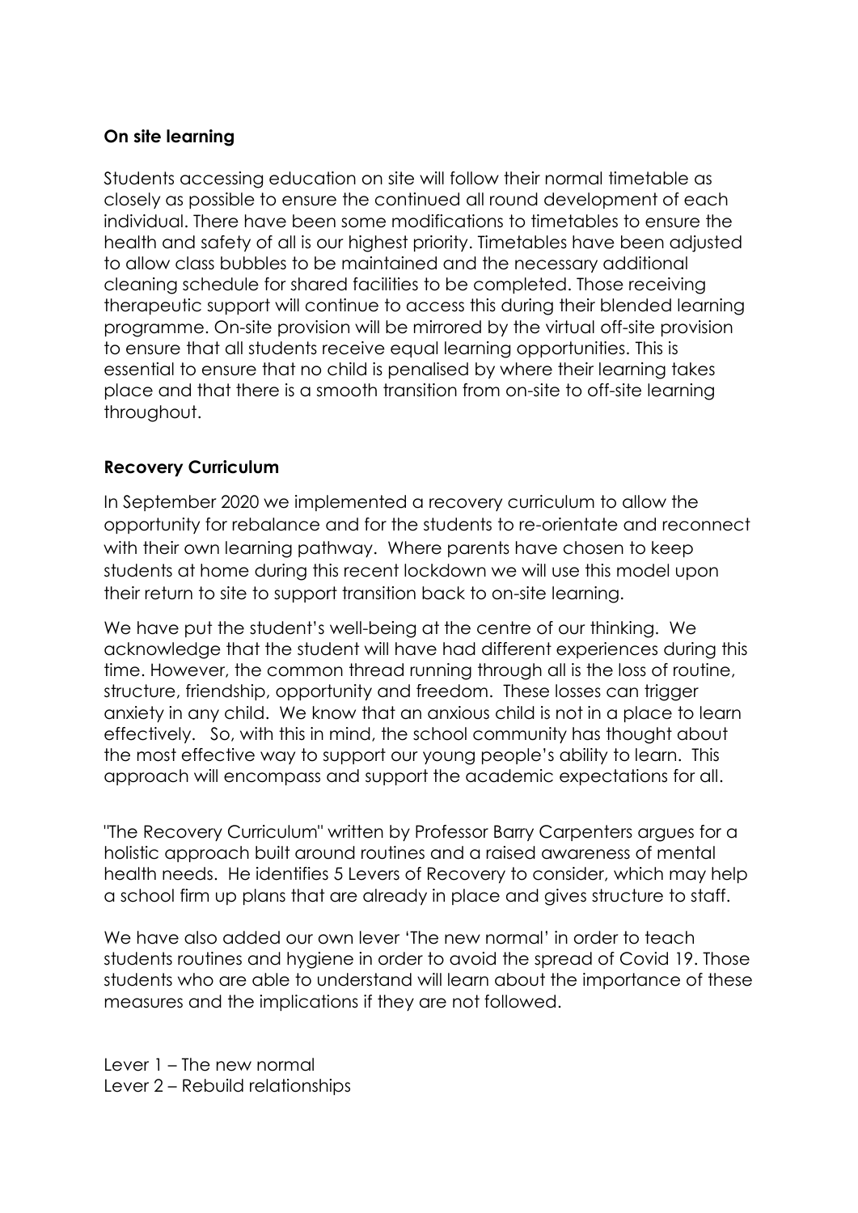**On site learning**

Students accessing education on site will follow their normal timetable as closely as possible to ensure the continued all round development of each individual. There have been some modifications to timetables to ensure the health and safety of all is our highest priority. Timetables have been adjusted to allow class bubbles to be maintained and the necessary additional cleaning schedule for shared facilities to be completed. Those receiving therapeutic support will continue to access this during their blended learning programme. On-site provision will be mirrored by the virtual off-site provision to ensure that all students receive equal learning opportunities. This is essential to ensure that no child is penalised by where their learning takes place and that there is a smooth transition from on-site to off-site learning throughout.

**Recovery Curriculum**

In September 2020 we implemented a recovery curriculum to allow the opportunity for rebalance and for the students to re-orientate and reconnect with their own learning pathway. Where parents have chosen to keep students at home during this recent lockdown we will use this model upon their return to site to support transition back to on-site learning.

We have put the student's well-being at the centre of our thinking. We acknowledge that the student will have had different experiences during this time. However, the common thread running through all is the loss of routine, structure, friendship, opportunity and freedom. These losses can trigger anxiety in any child. We know that an anxious child is not in a place to learn effectively. So, with this in mind, the school community has thought about the most effective way to support our young people's ability to learn. This approach will encompass and support the academic expectations for all.

"The Recovery Curriculum" written by Professor Barry Carpenters argues for a holistic approach built around routines and a raised awareness of mental health needs. He identifies 5 Levers of Recovery to consider, which may help a school firm up plans that are already in place and gives structure to staff.

We have also added our own lever 'The new normal' in order to teach students routines and hygiene in order to avoid the spread of Covid 19. Those students who are able to understand will learn about the importance of these measures and the implications if they are not followed.

Lever 1 – The new normal
Lever 2 – Rebuild relationships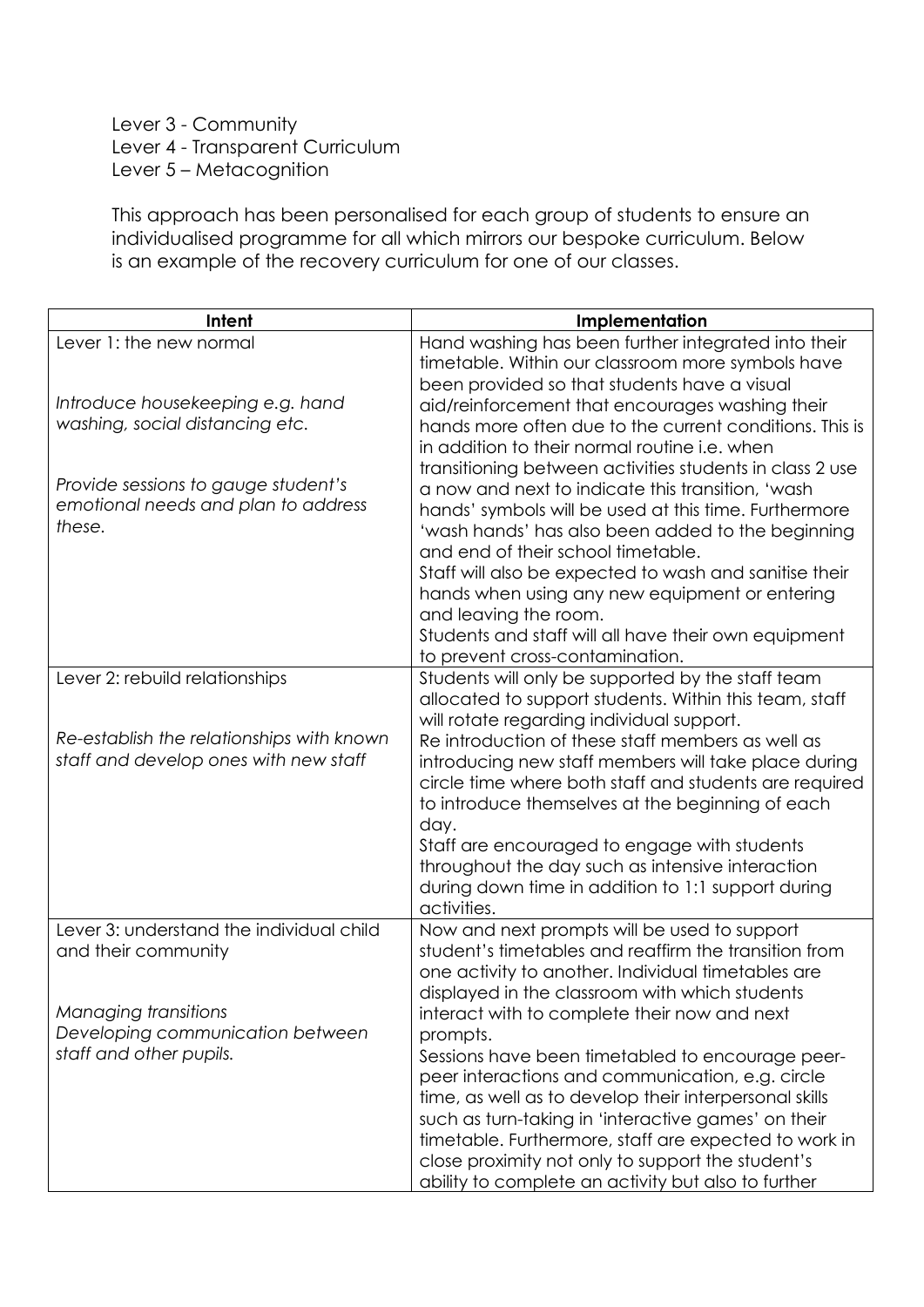Lever 3 - Community
Lever 4 - Transparent Curriculum
Lever 5 – Metacognition

This approach has been personalised for each group of students to ensure an individualised programme for all which mirrors our bespoke curriculum. Below is an example of the recovery curriculum for one of our classes.

| Intent | Implementation |
|---|---|
| Lever 1: the new normal<br><br>*Introduce housekeeping e.g. hand washing, social distancing etc.*<br><br>*Provide sessions to gauge student's emotional needs and plan to address these.* | Hand washing has been further integrated into their timetable. Within our classroom more symbols have been provided so that students have a visual aid/reinforcement that encourages washing their hands more often due to the current conditions. This is in addition to their normal routine i.e. when transitioning between activities students in class 2 use a now and next to indicate this transition, 'wash hands' symbols will be used at this time. Furthermore 'wash hands' has also been added to the beginning and end of their school timetable.<br>Staff will also be expected to wash and sanitise their hands when using any new equipment or entering and leaving the room.<br>Students and staff will all have their own equipment to prevent cross-contamination. |
| Lever 2: rebuild relationships<br><br>*Re-establish the relationships with known staff and develop ones with new staff* | Students will only be supported by the staff team allocated to support students. Within this team, staff will rotate regarding individual support.<br>Re introduction of these staff members as well as introducing new staff members will take place during circle time where both staff and students are required to introduce themselves at the beginning of each day.<br>Staff are encouraged to engage with students throughout the day such as intensive interaction during down time in addition to 1:1 support during activities. |
| Lever 3: understand the individual child and their community<br><br>*Managing transitions*<br>*Developing communication between staff and other pupils.* | Now and next prompts will be used to support student's timetables and reaffirm the transition from one activity to another. Individual timetables are displayed in the classroom with which students interact with to complete their now and next prompts.<br>Sessions have been timetabled to encourage peer-peer interactions and communication, e.g. circle time, as well as to develop their interpersonal skills such as turn-taking in 'interactive games' on their timetable. Furthermore, staff are expected to work in close proximity not only to support the student's ability to complete an activity but also to further |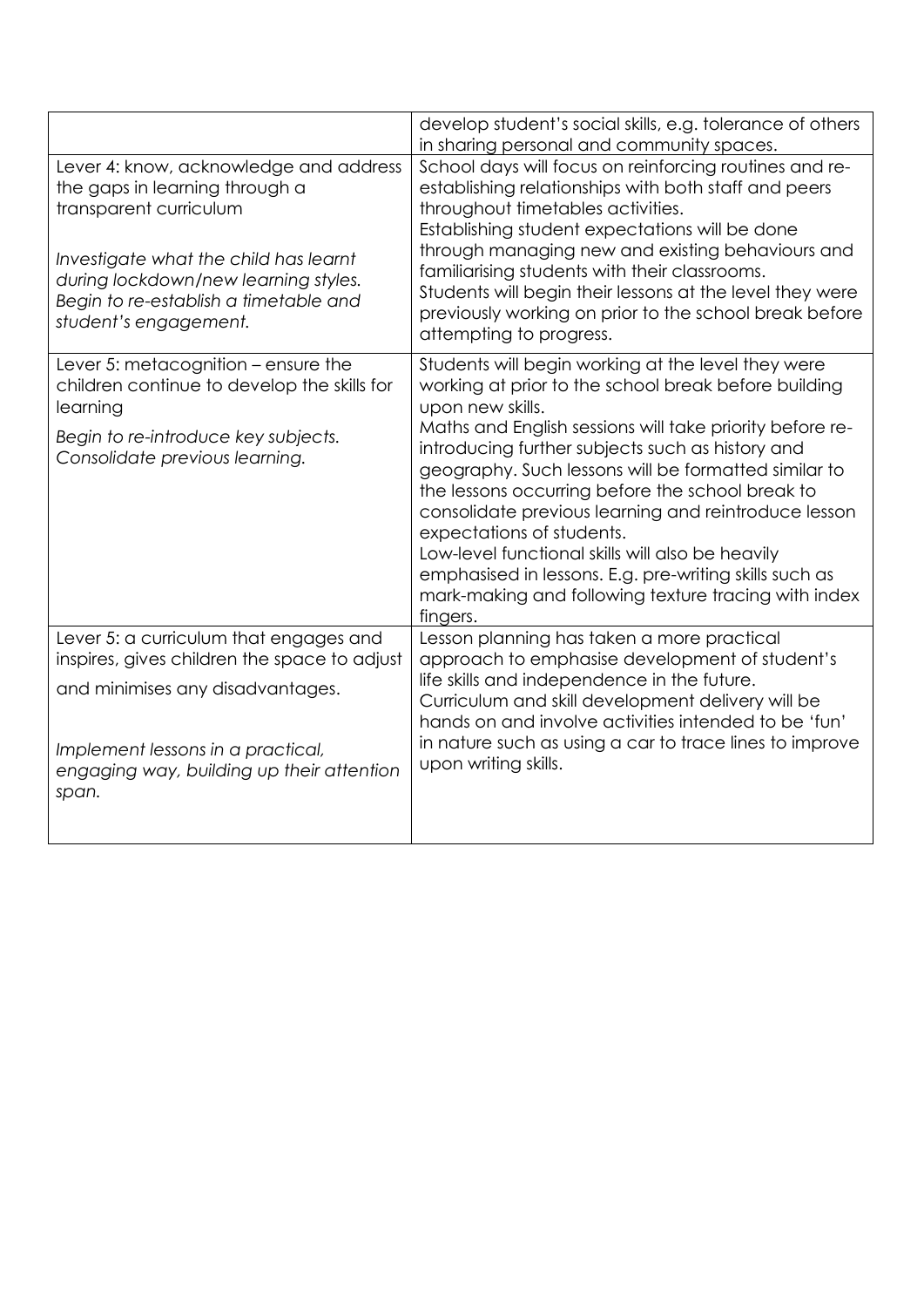| | |
|---|---|
| | develop student's social skills, e.g. tolerance of others in sharing personal and community spaces. |
| Lever 4: know, acknowledge and address the gaps in learning through a transparent curriculum<br><br>*Investigate what the child has learnt during lockdown/new learning styles. Begin to re-establish a timetable and student's engagement.* | School days will focus on reinforcing routines and re-establishing relationships with both staff and peers throughout timetables activities.<br>Establishing student expectations will be done through managing new and existing behaviours and familiarising students with their classrooms.<br>Students will begin their lessons at the level they were previously working on prior to the school break before attempting to progress. |
| Lever 5: metacognition – ensure the children continue to develop the skills for learning<br><br>*Begin to re-introduce key subjects. Consolidate previous learning.* | Students will begin working at the level they were working at prior to the school break before building upon new skills.<br>Maths and English sessions will take priority before re-introducing further subjects such as history and geography. Such lessons will be formatted similar to the lessons occurring before the school break to consolidate previous learning and reintroduce lesson expectations of students.<br>Low-level functional skills will also be heavily emphasised in lessons. E.g. pre-writing skills such as mark-making and following texture tracing with index fingers. |
| Lever 5: a curriculum that engages and inspires, gives children the space to adjust and minimises any disadvantages.<br><br>*Implement lessons in a practical, engaging way, building up their attention span.* | Lesson planning has taken a more practical approach to emphasise development of student's life skills and independence in the future.<br>Curriculum and skill development delivery will be hands on and involve activities intended to be 'fun' in nature such as using a car to trace lines to improve upon writing skills. |